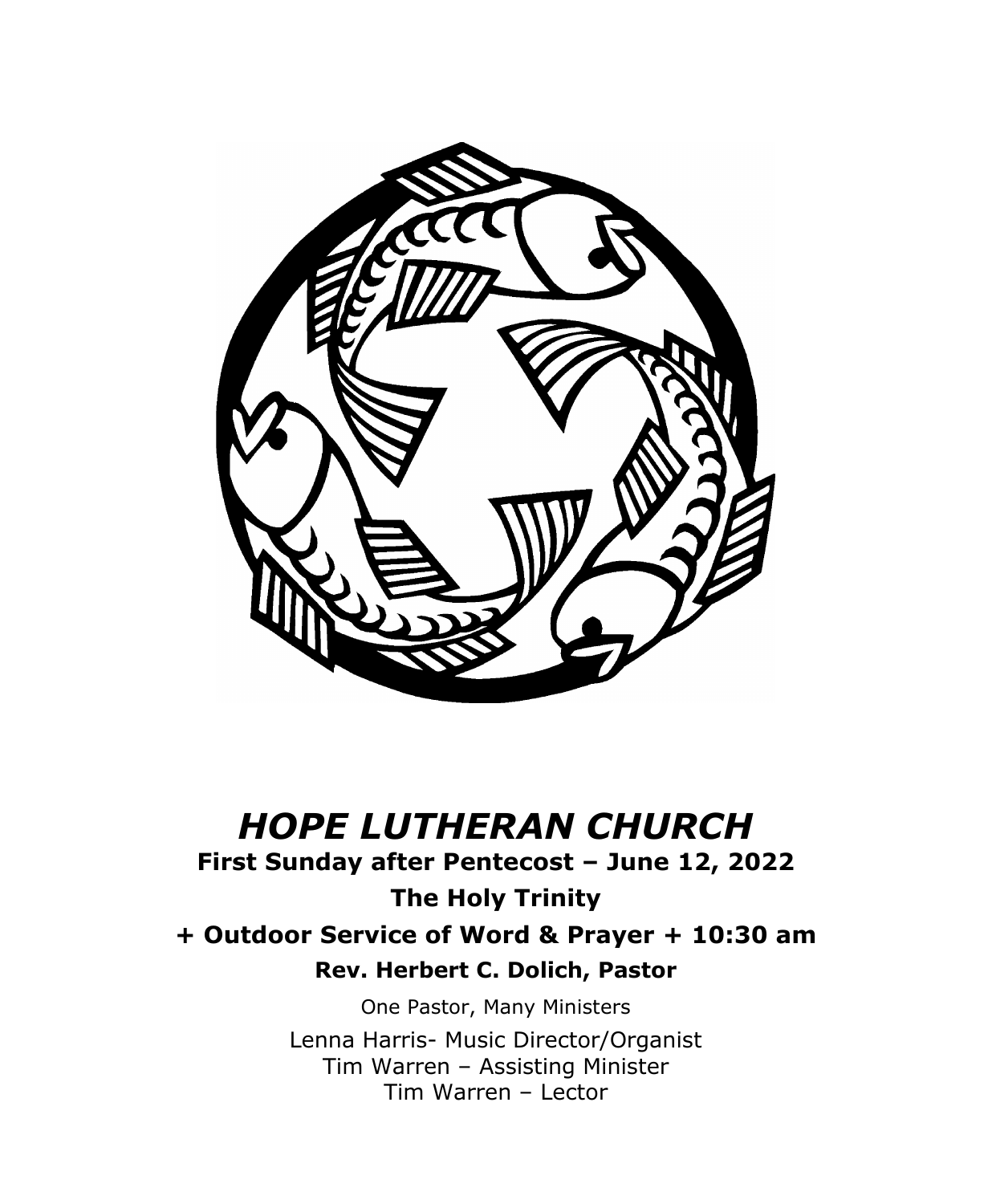# *HOPE LUTHERAN CHURCH*

**First Sunday after Pentecost – June 12, 2022**

**The Holy Trinity**

**+ Outdoor Service of Word & Prayer + 10:30 am**

**Rev. Herbert C. Dolich, Pastor**

One Pastor, Many Ministers

Lenna Harris- Music Director/Organist
Tim Warren – Assisting Minister
Tim Warren – Lector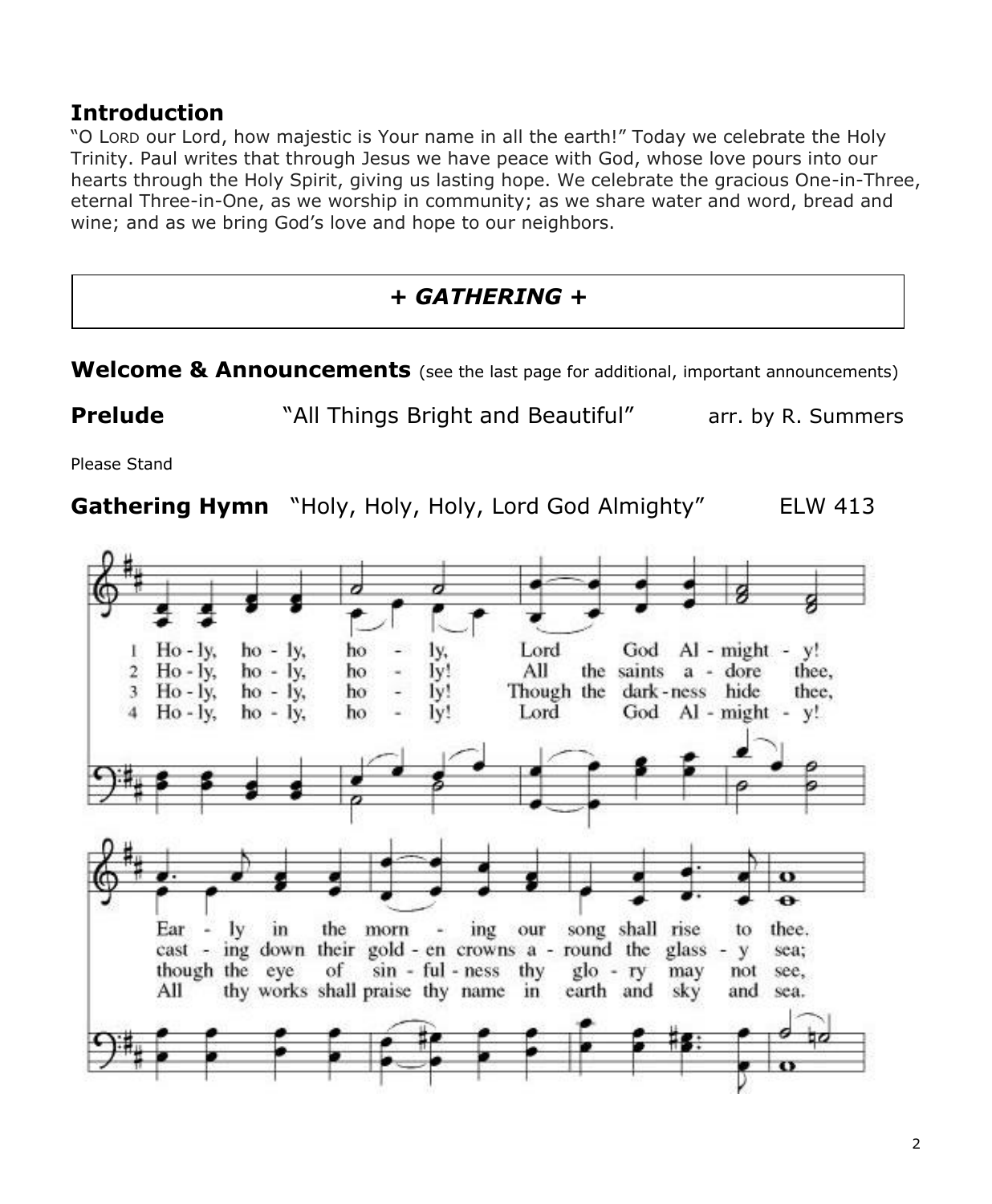## Introduction

"O LORD our Lord, how majestic is Your name in all the earth!" Today we celebrate the Holy Trinity. Paul writes that through Jesus we have peace with God, whose love pours into our hearts through the Holy Spirit, giving us lasting hope. We celebrate the gracious One-in-Three, eternal Three-in-One, as we worship in community; as we share water and word, bread and wine; and as we bring God's love and hope to our neighbors.

## *+ GATHERING +*

**Welcome & Announcements** (see the last page for additional, important announcements)

**Prelude** "All Things Bright and Beautiful" arr. by R. Summers

Please Stand

**Gathering Hymn** "Holy, Holy, Holy, Lord God Almighty" ELW 413

1 Ho-ly, ho-ly, ho-ly, Lord God Al-might-y! Ear-ly in the morn-ing our song shall rise to thee.

2 Ho-ly, ho-ly, ho-ly! All the saints a-dore thee, cast-ing down their gold-en crowns a-round the glass-y sea;

3 Ho-ly, ho-ly, ho-ly! Though the dark-ness hide thee, though the eye of sin-ful-ness thy glo-ry may not see,

4 Ho-ly, ho-ly, ho-ly! Lord God Al-might-y! All thy works shall praise thy name in earth and sky and sea.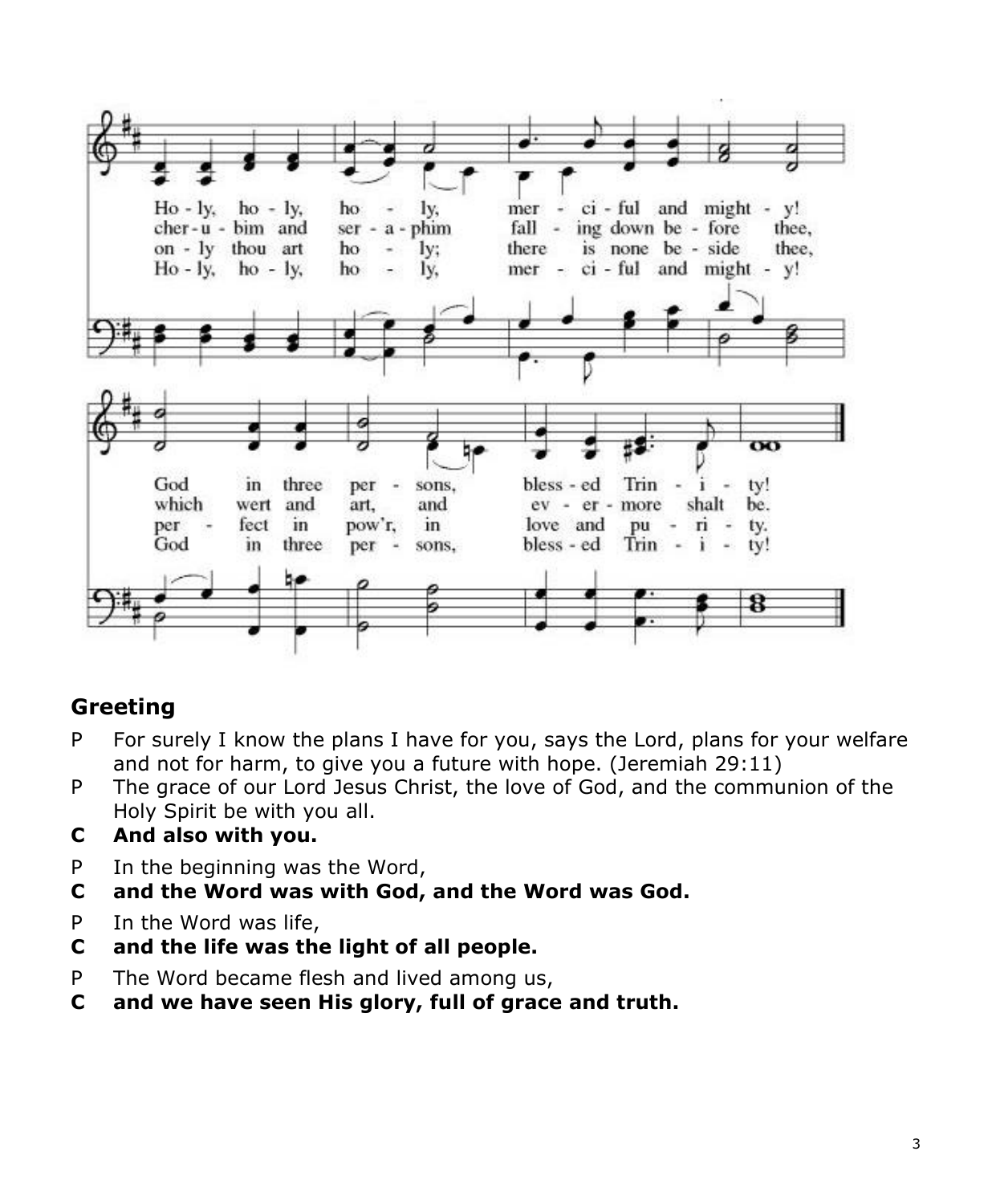Ho - ly, ho - ly, ho - ly, mer - ci - ful and might - y!
cher - u - bim and ser - a - phim fall - ing down be - fore thee,
on - ly thou art ho - ly; there is none be - side thee,
Ho - ly, ho - ly, ho - ly, mer - ci - ful and might - y!

God in three per - sons, bless - ed Trin - i - ty!
which wert and art, and ev - er - more shalt be.
per - fect in pow'r, in love and pu - ri - ty.
God in three per - sons, bless - ed Trin - i - ty!

## Greeting

P For surely I know the plans I have for you, says the Lord, plans for your welfare and not for harm, to give you a future with hope. (Jeremiah 29:11)

P The grace of our Lord Jesus Christ, the love of God, and the communion of the Holy Spirit be with you all.

**C And also with you.**

P In the beginning was the Word,

**C and the Word was with God, and the Word was God.**

P In the Word was life,

**C and the life was the light of all people.**

P The Word became flesh and lived among us,

**C and we have seen His glory, full of grace and truth.**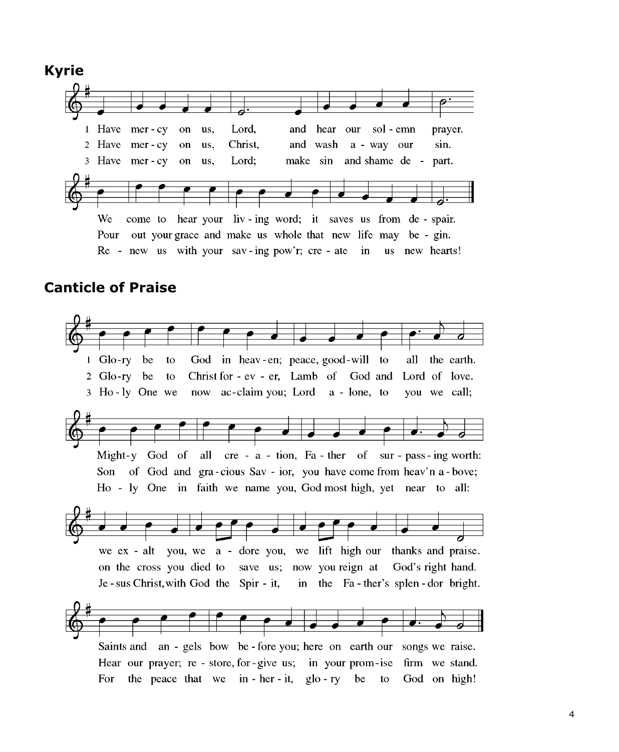## Kyrie

1 Have mer - cy on us, Lord, and hear our sol - emn prayer.
2 Have mer - cy on us, Christ, and wash a - way our sin.
3 Have mer - cy on us, Lord; make sin and shame de - part.

We come to hear your liv - ing word; it saves us from de - spair.
Pour out your grace and make us whole that new life may be - gin.
Re - new us with your sav - ing pow'r; cre - ate in us new hearts!

## Canticle of Praise

1 Glo-ry be to God in heav-en; peace, good-will to all the earth.
2 Glo-ry be to Christ for - ev - er, Lamb of God and Lord of love.
3 Ho - ly One we now ac-claim you; Lord a - lone, to you we call;

Might-y God of all cre - a - tion, Fa - ther of sur - pass - ing worth:
Son of God and gra - cious Sav - ior, you have come from heav'n a - bove;
Ho - ly One in faith we name you, God most high, yet near to all:

we ex - alt you, we a - dore you, we lift high our thanks and praise.
on the cross you died to save us; now you reign at God's right hand.
Je - sus Christ, with God the Spir - it, in the Fa - ther's splen - dor bright.

Saints and an - gels bow be - fore you; here on earth our songs we raise.
Hear our prayer; re - store, for - give us; in your prom - ise firm we stand.
For the peace that we in - her - it, glo - ry be to God on high!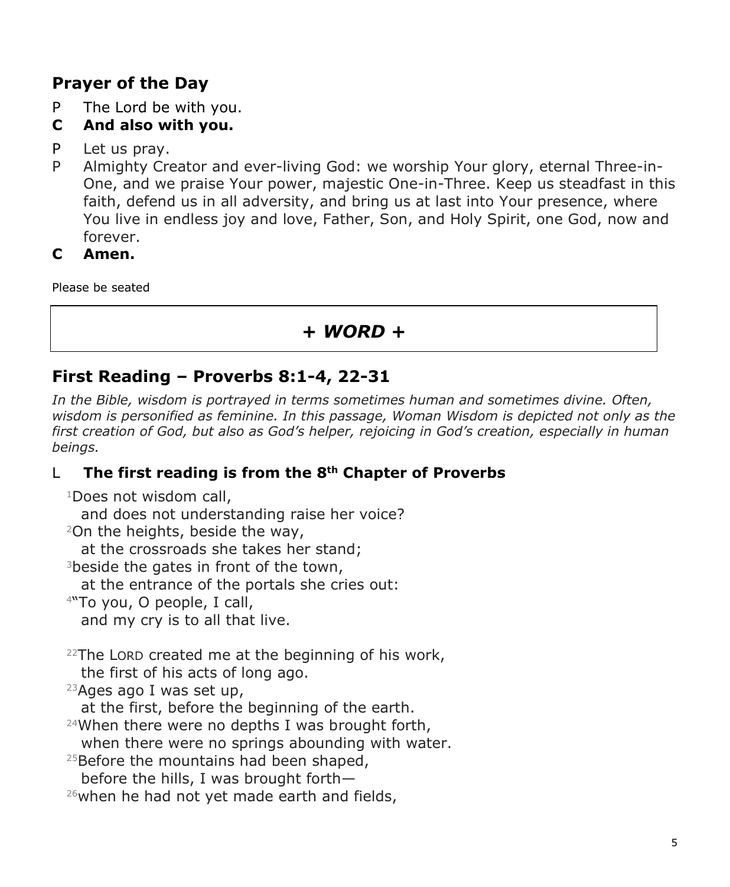## Prayer of the Day

P  The Lord be with you.

**C  And also with you.**

P  Let us pray.

P  Almighty Creator and ever-living God: we worship Your glory, eternal Three-in-One, and we praise Your power, majestic One-in-Three. Keep us steadfast in this faith, defend us in all adversity, and bring us at last into Your presence, where You live in endless joy and love, Father, Son, and Holy Spirit, one God, now and forever.

**C  Amen.**

Please be seated

# + *WORD* +

## First Reading – Proverbs 8:1-4, 22-31

*In the Bible, wisdom is portrayed in terms sometimes human and sometimes divine. Often, wisdom is personified as feminine. In this passage, Woman Wisdom is depicted not only as the first creation of God, but also as God's helper, rejoicing in God's creation, especially in human beings.*

L  **The first reading is from the 8th Chapter of Proverbs**

[1]Does not wisdom call,
  and does not understanding raise her voice?
[2]On the heights, beside the way,
  at the crossroads she takes her stand;
[3]beside the gates in front of the town,
  at the entrance of the portals she cries out:
[4]"To you, O people, I call,
  and my cry is to all that live.

[22]The LORD created me at the beginning of his work,
  the first of his acts of long ago.
[23]Ages ago I was set up,
  at the first, before the beginning of the earth.
[24]When there were no depths I was brought forth,
  when there were no springs abounding with water.
[25]Before the mountains had been shaped,
  before the hills, I was brought forth—
[26]when he had not yet made earth and fields,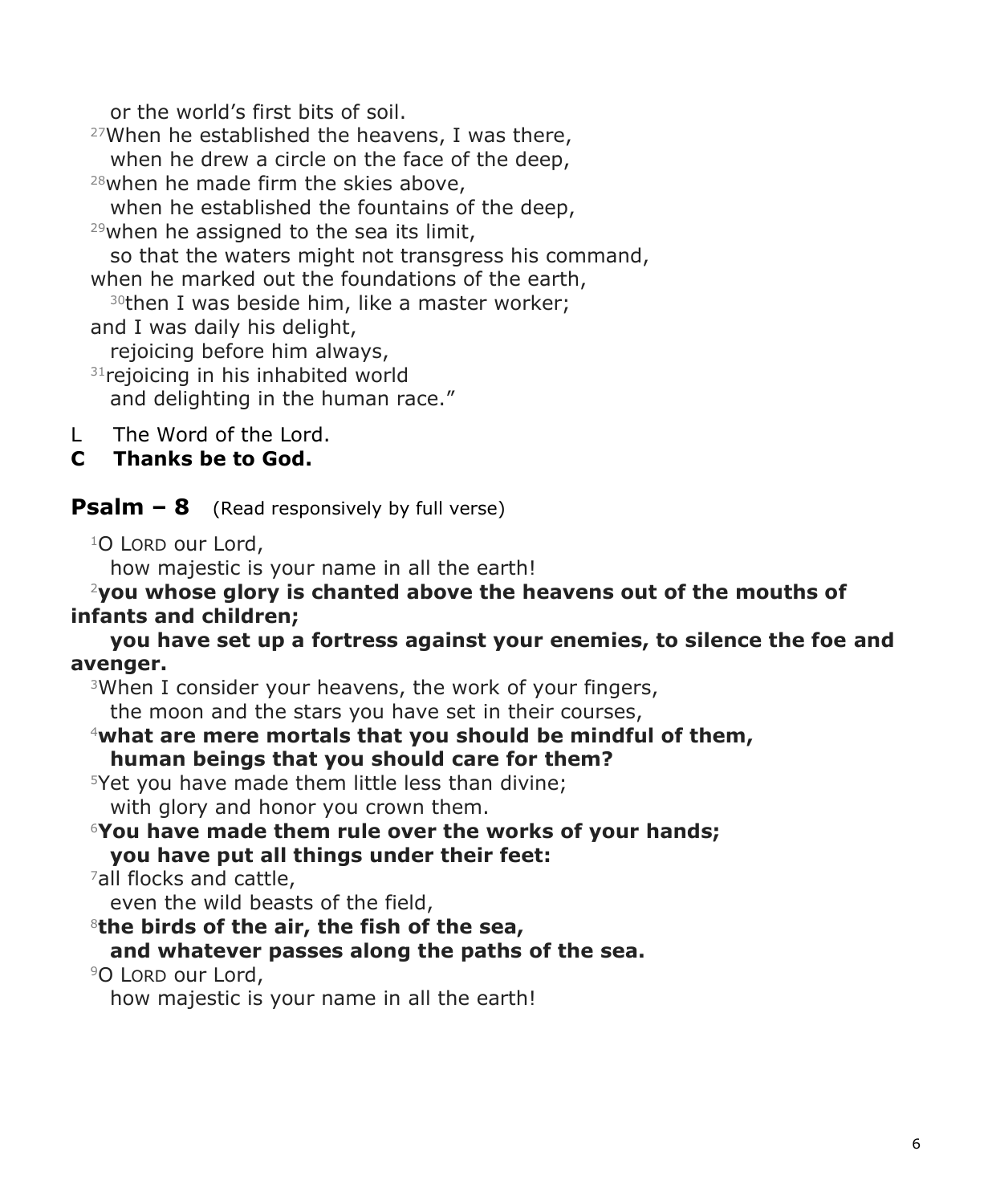or the world's first bits of soil.
[27]When he established the heavens, I was there,
when he drew a circle on the face of the deep,
[28]when he made firm the skies above,
when he established the fountains of the deep,
[29]when he assigned to the sea its limit,
so that the waters might not transgress his command,
when he marked out the foundations of the earth,
[30]then I was beside him, like a master worker;
and I was daily his delight,
rejoicing before him always,
[31]rejoicing in his inhabited world
and delighting in the human race."

L The Word of the Lord.
**C Thanks be to God.**

## **Psalm – 8** (Read responsively by full verse)

[1]O LORD our Lord,
how majestic is your name in all the earth!
**[2]you whose glory is chanted above the heavens out of the mouths of infants and children;**
**you have set up a fortress against your enemies, to silence the foe and avenger.**
[3]When I consider your heavens, the work of your fingers,
the moon and the stars you have set in their courses,
**[4]what are mere mortals that you should be mindful of them,**
**human beings that you should care for them?**
[5]Yet you have made them little less than divine;
with glory and honor you crown them.
**[6]You have made them rule over the works of your hands;**
**you have put all things under their feet:**
[7]all flocks and cattle,
even the wild beasts of the field,
**[8]the birds of the air, the fish of the sea,**
**and whatever passes along the paths of the sea.**
[9]O LORD our Lord,
how majestic is your name in all the earth!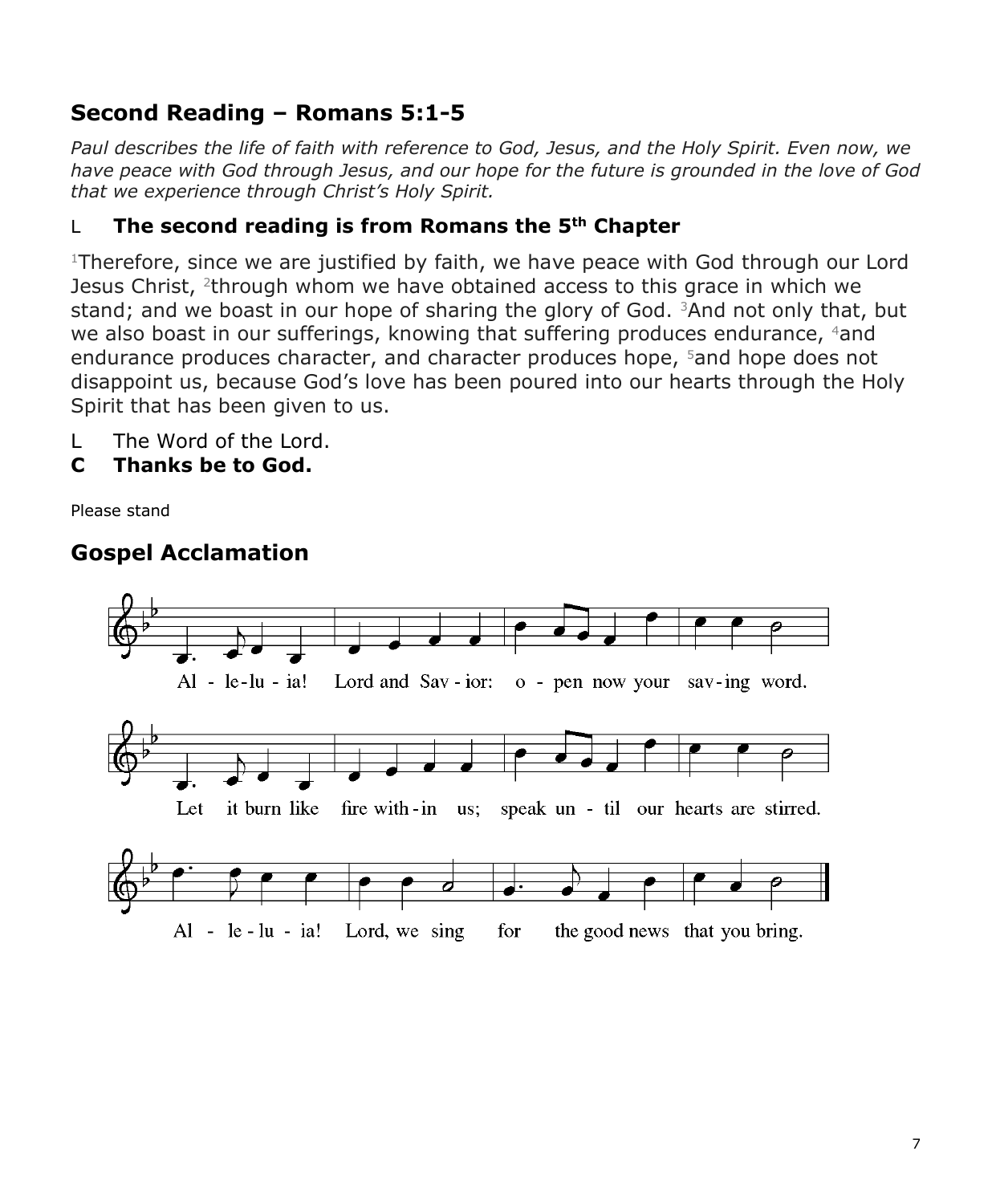## Second Reading – Romans 5:1-5

*Paul describes the life of faith with reference to God, Jesus, and the Holy Spirit. Even now, we have peace with God through Jesus, and our hope for the future is grounded in the love of God that we experience through Christ's Holy Spirit.*

L **The second reading is from Romans the 5th Chapter**

[1]Therefore, since we are justified by faith, we have peace with God through our Lord Jesus Christ, [2]through whom we have obtained access to this grace in which we stand; and we boast in our hope of sharing the glory of God. [3]And not only that, but we also boast in our sufferings, knowing that suffering produces endurance, [4]and endurance produces character, and character produces hope, [5]and hope does not disappoint us, because God's love has been poured into our hearts through the Holy Spirit that has been given to us.

L The Word of the Lord.

**C Thanks be to God.**

Please stand

## Gospel Acclamation

Al - le-lu - ia! Lord and Sav - ior: o - pen now your sav-ing word.

Let it burn like fire with-in us; speak un - til our hearts are stirred.

Al - le - lu - ia! Lord, we sing for the good news that you bring.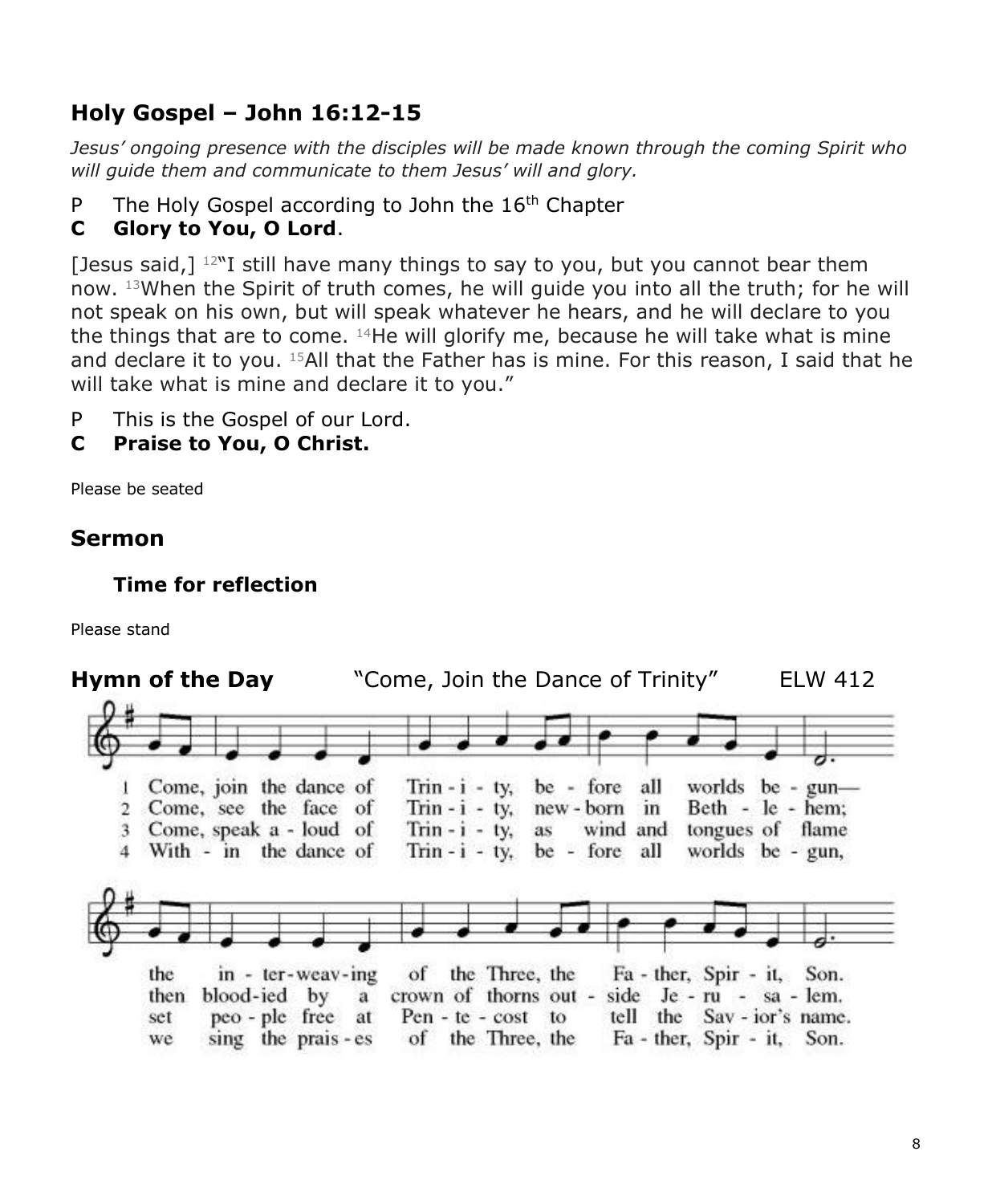## Holy Gospel – John 16:12-15

*Jesus' ongoing presence with the disciples will be made known through the coming Spirit who will guide them and communicate to them Jesus' will and glory.*

P The Holy Gospel according to John the 16th Chapter

**C Glory to You, O Lord**.

[Jesus said,] 12"I still have many things to say to you, but you cannot bear them now. 13When the Spirit of truth comes, he will guide you into all the truth; for he will not speak on his own, but will speak whatever he hears, and he will declare to you the things that are to come. 14He will glorify me, because he will take what is mine and declare it to you. 15All that the Father has is mine. For this reason, I said that he will take what is mine and declare it to you."

P This is the Gospel of our Lord.

**C Praise to You, O Christ.**

Please be seated

## Sermon

### Time for reflection

Please stand

**Hymn of the Day** "Come, Join the Dance of Trinity" ELW 412

1 Come, join the dance of Trinity, before all worlds begun— the interweaving of the Three, the Father, Spirit, Son.

2 Come, see the face of Trinity, newborn in Bethlehem; then bloodied by a crown of thorns outside Jerusalem.

3 Come, speak aloud of Trinity, as wind and tongues of flame set people free at Pentecost to tell the Savior's name.

4 Within the dance of Trinity, before all worlds begun, we sing the praises of the Three, the Father, Spirit, Son.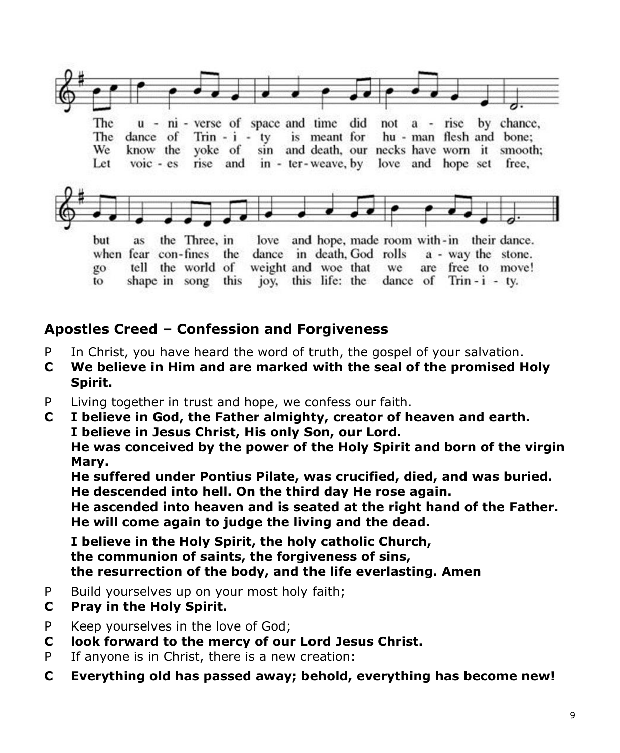The u - ni - verse of space and time did not a - rise by chance,
The dance of Trin - i - ty is meant for hu - man flesh and bone;
We know the yoke of sin and death, our necks have worn it smooth;
Let voic - es rise and in - ter - weave, by love and hope set free,

but as the Three, in love and hope, made room with - in their dance.
when fear con - fines the dance in death, God rolls a - way the stone.
go tell the world of weight and woe that we are free to move!
to shape in song this joy, this life: the dance of Trin - i - ty.

## Apostles Creed – Confession and Forgiveness

P In Christ, you have heard the word of truth, the gospel of your salvation.

**C We believe in Him and are marked with the seal of the promised Holy Spirit.**

P Living together in trust and hope, we confess our faith.

**C I believe in God, the Father almighty, creator of heaven and earth.**
**I believe in Jesus Christ, His only Son, our Lord.**
**He was conceived by the power of the Holy Spirit and born of the virgin Mary.**
**He suffered under Pontius Pilate, was crucified, died, and was buried.**
**He descended into hell. On the third day He rose again.**
**He ascended into heaven and is seated at the right hand of the Father.**
**He will come again to judge the living and the dead.**

**I believe in the Holy Spirit, the holy catholic Church,**
**the communion of saints, the forgiveness of sins,**
**the resurrection of the body, and the life everlasting. Amen**

P Build yourselves up on your most holy faith;

**C Pray in the Holy Spirit.**

P Keep yourselves in the love of God;

**C look forward to the mercy of our Lord Jesus Christ.**

P If anyone is in Christ, there is a new creation:

**C Everything old has passed away; behold, everything has become new!**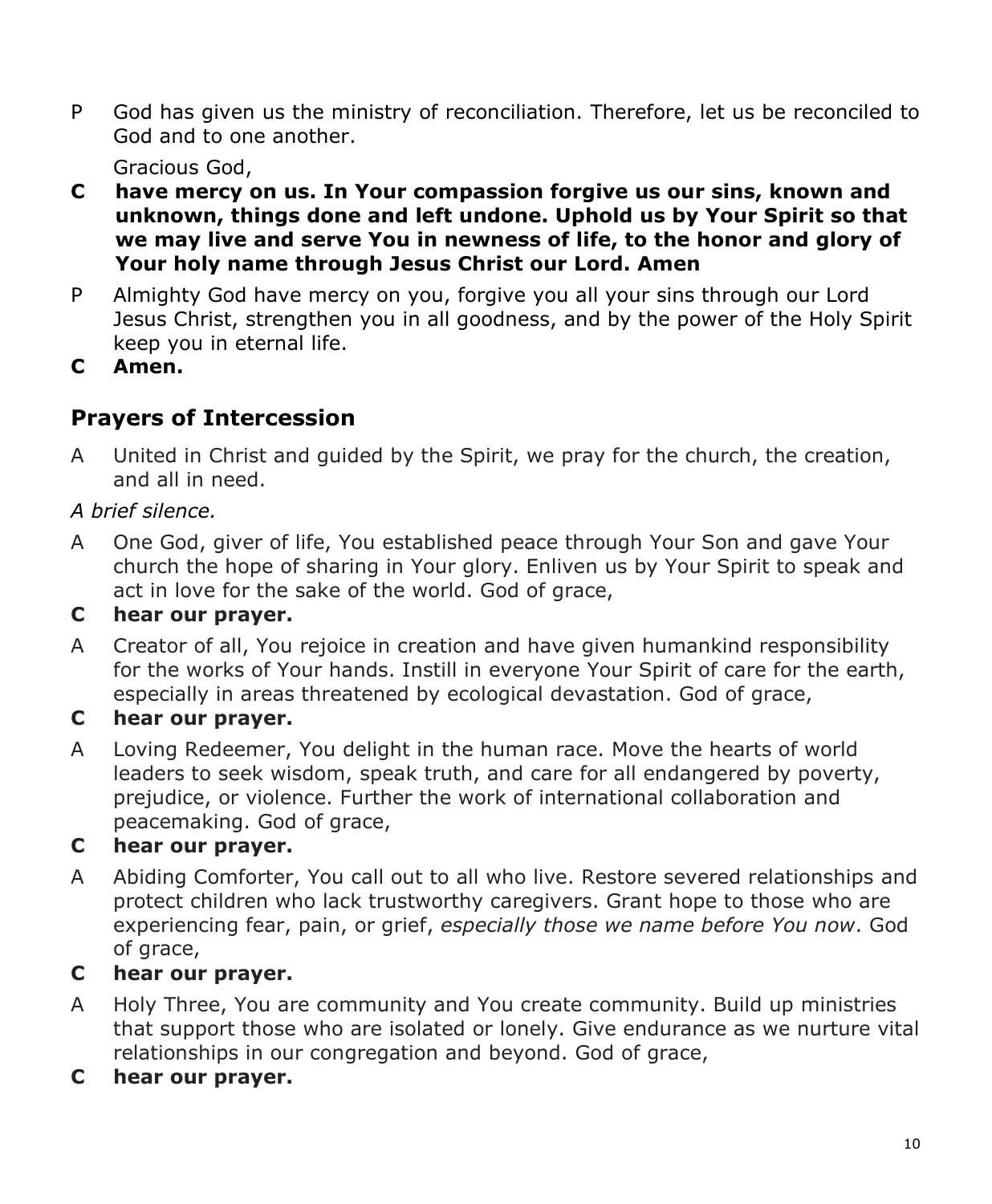P God has given us the ministry of reconciliation. Therefore, let us be reconciled to God and to one another.

Gracious God,

**C have mercy on us. In Your compassion forgive us our sins, known and unknown, things done and left undone. Uphold us by Your Spirit so that we may live and serve You in newness of life, to the honor and glory of Your holy name through Jesus Christ our Lord. Amen**

P Almighty God have mercy on you, forgive you all your sins through our Lord Jesus Christ, strengthen you in all goodness, and by the power of the Holy Spirit keep you in eternal life.

**C Amen.**

## Prayers of Intercession

A United in Christ and guided by the Spirit, we pray for the church, the creation, and all in need.

*A brief silence.*

A One God, giver of life, You established peace through Your Son and gave Your church the hope of sharing in Your glory. Enliven us by Your Spirit to speak and act in love for the sake of the world. God of grace,

**C hear our prayer.**

A Creator of all, You rejoice in creation and have given humankind responsibility for the works of Your hands. Instill in everyone Your Spirit of care for the earth, especially in areas threatened by ecological devastation. God of grace,

**C hear our prayer.**

A Loving Redeemer, You delight in the human race. Move the hearts of world leaders to seek wisdom, speak truth, and care for all endangered by poverty, prejudice, or violence. Further the work of international collaboration and peacemaking. God of grace,

**C hear our prayer.**

A Abiding Comforter, You call out to all who live. Restore severed relationships and protect children who lack trustworthy caregivers. Grant hope to those who are experiencing fear, pain, or grief, *especially those we name before You now*. God of grace,

**C hear our prayer.**

A Holy Three, You are community and You create community. Build up ministries that support those who are isolated or lonely. Give endurance as we nurture vital relationships in our congregation and beyond. God of grace,

**C hear our prayer.**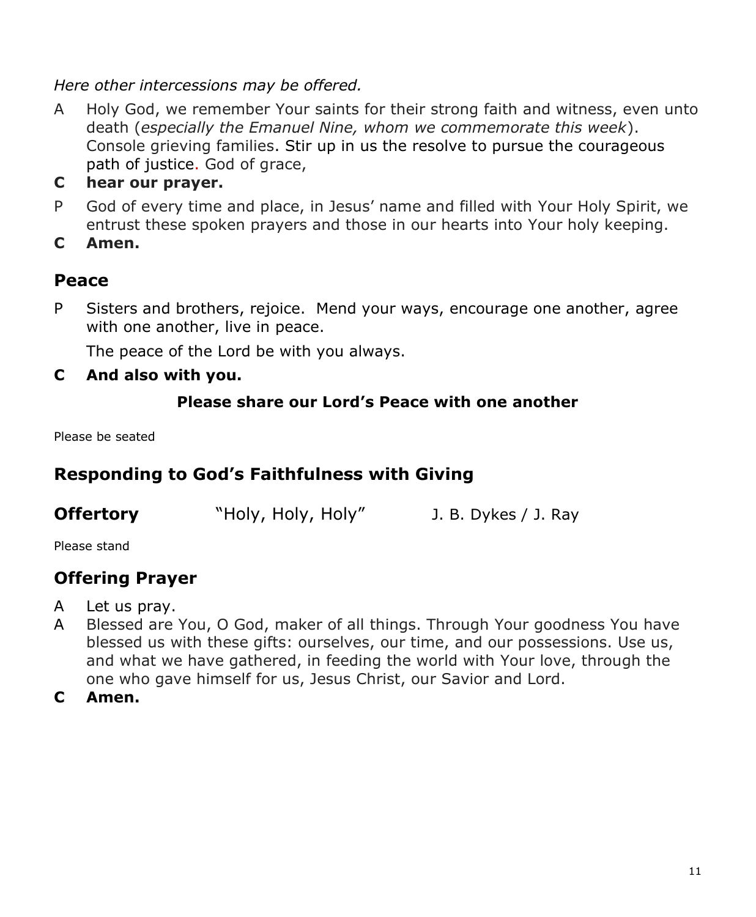*Here other intercessions may be offered.*

A Holy God, we remember Your saints for their strong faith and witness, even unto death (*especially the Emanuel Nine, whom we commemorate this week*). Console grieving families. Stir up in us the resolve to pursue the courageous path of justice. God of grace,

**C hear our prayer.**

P God of every time and place, in Jesus' name and filled with Your Holy Spirit, we entrust these spoken prayers and those in our hearts into Your holy keeping.

**C Amen.**

## Peace

P Sisters and brothers, rejoice. Mend your ways, encourage one another, agree with one another, live in peace.

The peace of the Lord be with you always.

**C And also with you.**

**Please share our Lord's Peace with one another**

Please be seated

## Responding to God's Faithfulness with Giving

**Offertory** "Holy, Holy, Holy" J. B. Dykes / J. Ray

Please stand

## Offering Prayer

A Let us pray.

A Blessed are You, O God, maker of all things. Through Your goodness You have blessed us with these gifts: ourselves, our time, and our possessions. Use us, and what we have gathered, in feeding the world with Your love, through the one who gave himself for us, Jesus Christ, our Savior and Lord.

**C Amen.**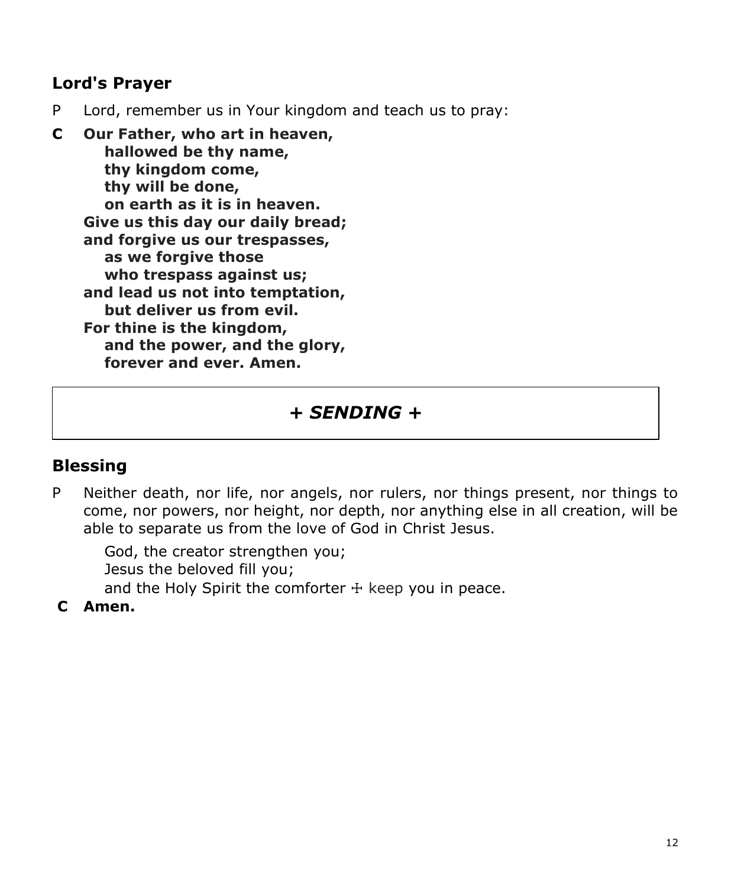## Lord's Prayer

P Lord, remember us in Your kingdom and teach us to pray:

**C Our Father, who art in heaven,**
**hallowed be thy name,**
**thy kingdom come,**
**thy will be done,**
**on earth as it is in heaven.**
**Give us this day our daily bread;**
**and forgive us our trespasses,**
**as we forgive those**
**who trespass against us;**
**and lead us not into temptation,**
**but deliver us from evil.**
**For thine is the kingdom,**
**and the power, and the glory,**
**forever and ever. Amen.**

## + *SENDING* +

## Blessing

P Neither death, nor life, nor angels, nor rulers, nor things present, nor things to come, nor powers, nor height, nor depth, nor anything else in all creation, will be able to separate us from the love of God in Christ Jesus.

God, the creator strengthen you;
Jesus the beloved fill you;
and the Holy Spirit the comforter ☩ keep you in peace.

**C Amen.**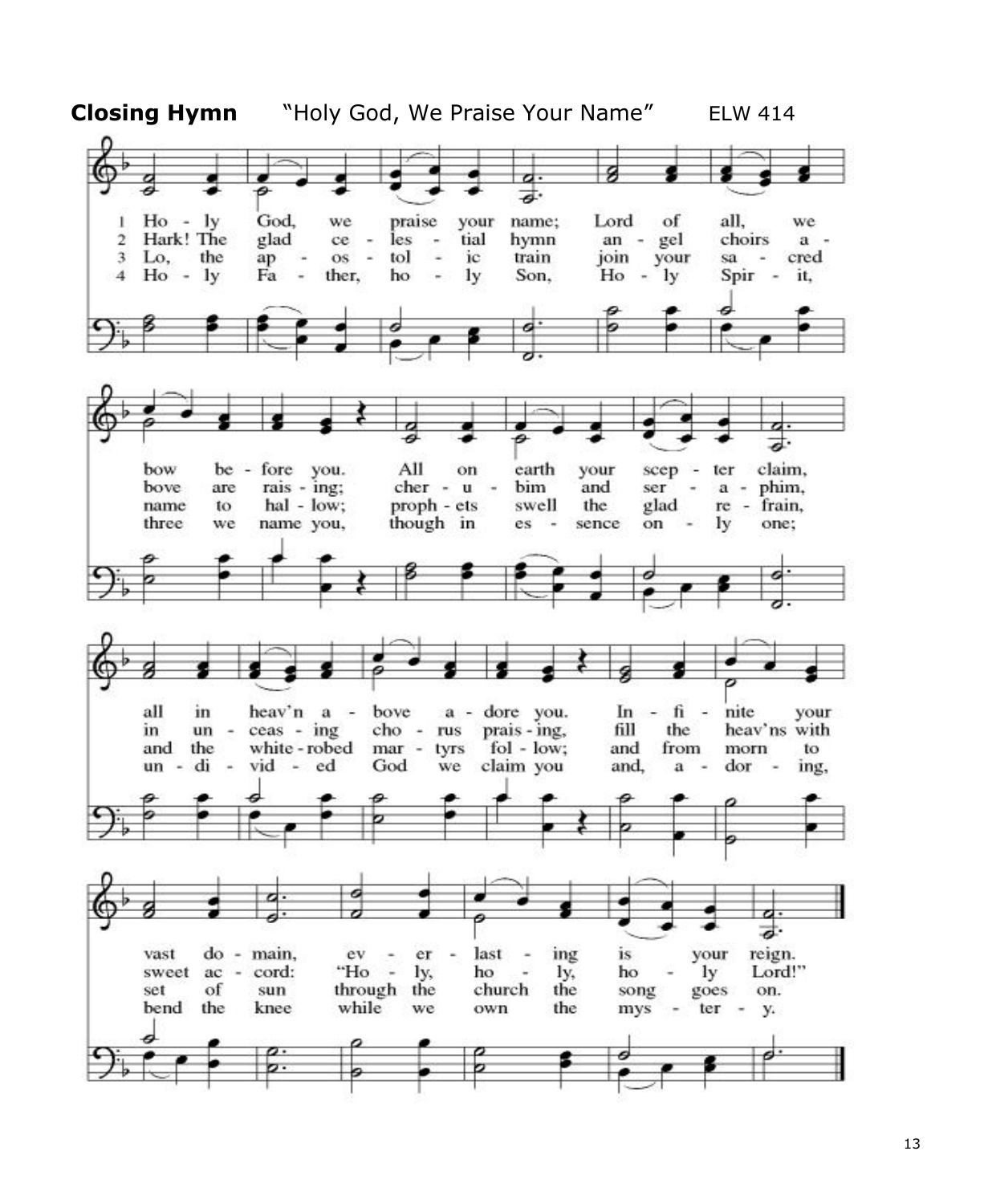**Closing Hymn** "Holy God, We Praise Your Name" ELW 414

1 Holy God, we praise your name; Lord of all, we bow before you. All on earth your scepter claim, all in heav'n above adore you. Infinite your vast domain, everlasting is your reign.

2 Hark! The glad celestial hymn angel choirs above are raising; cherubim and seraphim, in unceasing chorus praising, fill the heav'ns with sweet accord: "Holy, holy, holy Lord!"

3 Lo, the apostolic train join your sacred name to hallow; prophets swell the glad refrain, and the white-robed martyrs follow; and from morn to set of sun through the church the song goes on.

4 Holy Father, holy Son, Holy Spirit, three we name you, though in essence only one; undivided God we claim you and, adoring, bend the knee while we own the mystery.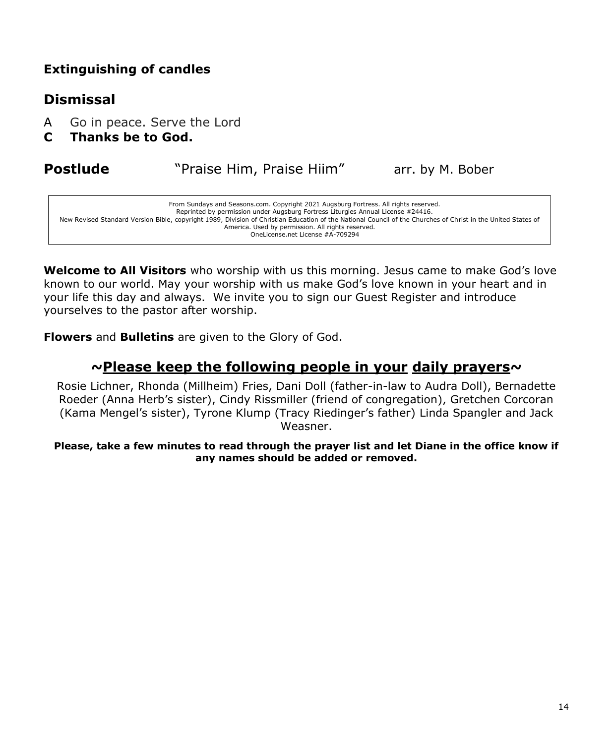### Extinguishing of candles

## Dismissal

A Go in peace. Serve the Lord
**C Thanks be to God.**

**Postlude** "Praise Him, Praise Hiim" arr. by M. Bober

From Sundays and Seasons.com. Copyright 2021 Augsburg Fortress. All rights reserved.
Reprinted by permission under Augsburg Fortress Liturgies Annual License #24416.
New Revised Standard Version Bible, copyright 1989, Division of Christian Education of the National Council of the Churches of Christ in the United States of America. Used by permission. All rights reserved.
OneLicense.net License #A-709294

**Welcome to All Visitors** who worship with us this morning. Jesus came to make God's love known to our world. May your worship with us make God's love known in your heart and in your life this day and always. We invite you to sign our Guest Register and introduce yourselves to the pastor after worship.

**Flowers** and **Bulletins** are given to the Glory of God.

## ~Please keep the following people in your daily prayers~

Rosie Lichner, Rhonda (Millheim) Fries, Dani Doll (father-in-law to Audra Doll), Bernadette Roeder (Anna Herb's sister), Cindy Rissmiller (friend of congregation), Gretchen Corcoran (Kama Mengel's sister), Tyrone Klump (Tracy Riedinger's father) Linda Spangler and Jack Weasner.

**Please, take a few minutes to read through the prayer list and let Diane in the office know if any names should be added or removed.**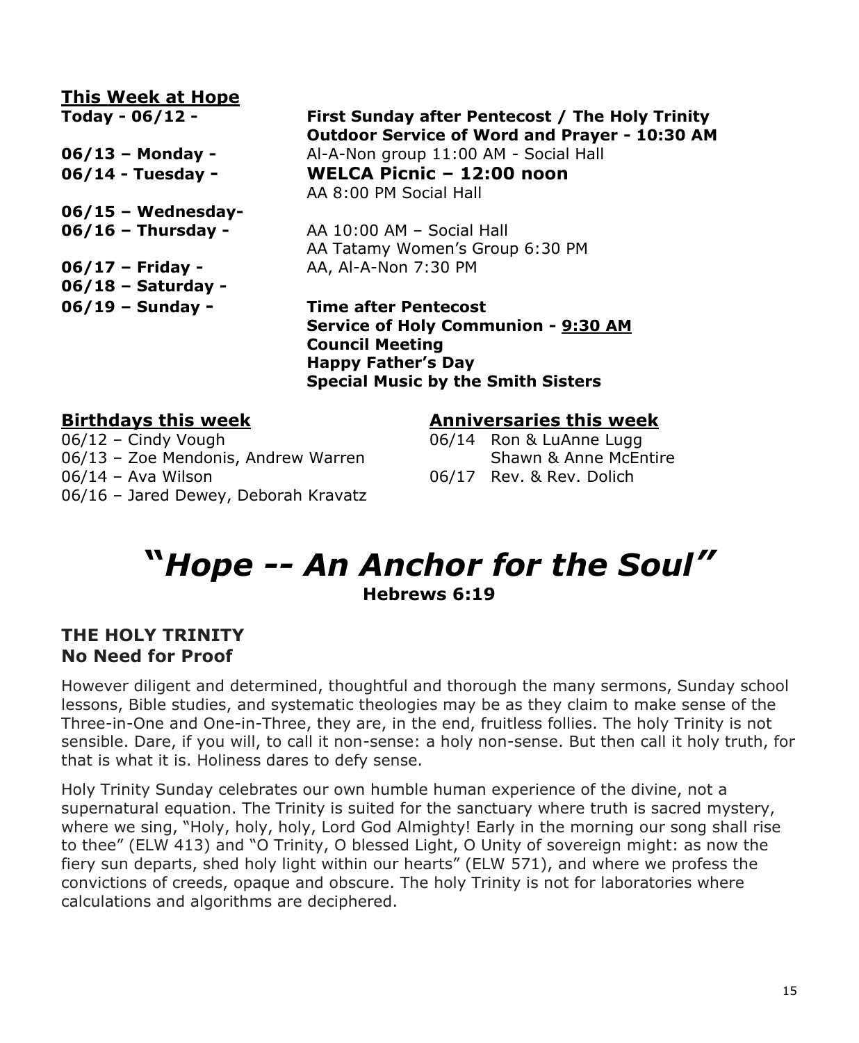## This Week at Hope

**Today - 06/12 -** **First Sunday after Pentecost / The Holy Trinity**
**Outdoor Service of Word and Prayer - 10:30 AM**

**06/13 – Monday -** Al-A-Non group 11:00 AM - Social Hall

**06/14 - Tuesday -** **WELCA Picnic – 12:00 noon**
AA 8:00 PM Social Hall

**06/15 – Wednesday-**

**06/16 – Thursday -** AA 10:00 AM – Social Hall
AA Tatamy Women's Group 6:30 PM

**06/17 – Friday -** AA, Al-A-Non 7:30 PM

**06/18 – Saturday -**

**06/19 – Sunday -** **Time after Pentecost**
**Service of Holy Communion - 9:30 AM**
**Council Meeting**
**Happy Father's Day**
**Special Music by the Smith Sisters**

### Birthdays this week

06/12 – Cindy Vough
06/13 – Zoe Mendonis, Andrew Warren
06/14 – Ava Wilson
06/16 – Jared Dewey, Deborah Kravatz

### Anniversaries this week

06/14 Ron & LuAnne Lugg
Shawn & Anne McEntire
06/17 Rev. & Rev. Dolich

# *"Hope -- An Anchor for the Soul"*

**Hebrews 6:19**

### THE HOLY TRINITY
### No Need for Proof

However diligent and determined, thoughtful and thorough the many sermons, Sunday school lessons, Bible studies, and systematic theologies may be as they claim to make sense of the Three-in-One and One-in-Three, they are, in the end, fruitless follies. The holy Trinity is not sensible. Dare, if you will, to call it non-sense: a holy non-sense. But then call it holy truth, for that is what it is. Holiness dares to defy sense.

Holy Trinity Sunday celebrates our own humble human experience of the divine, not a supernatural equation. The Trinity is suited for the sanctuary where truth is sacred mystery, where we sing, "Holy, holy, holy, Lord God Almighty! Early in the morning our song shall rise to thee" (ELW 413) and "O Trinity, O blessed Light, O Unity of sovereign might: as now the fiery sun departs, shed holy light within our hearts" (ELW 571), and where we profess the convictions of creeds, opaque and obscure. The holy Trinity is not for laboratories where calculations and algorithms are deciphered.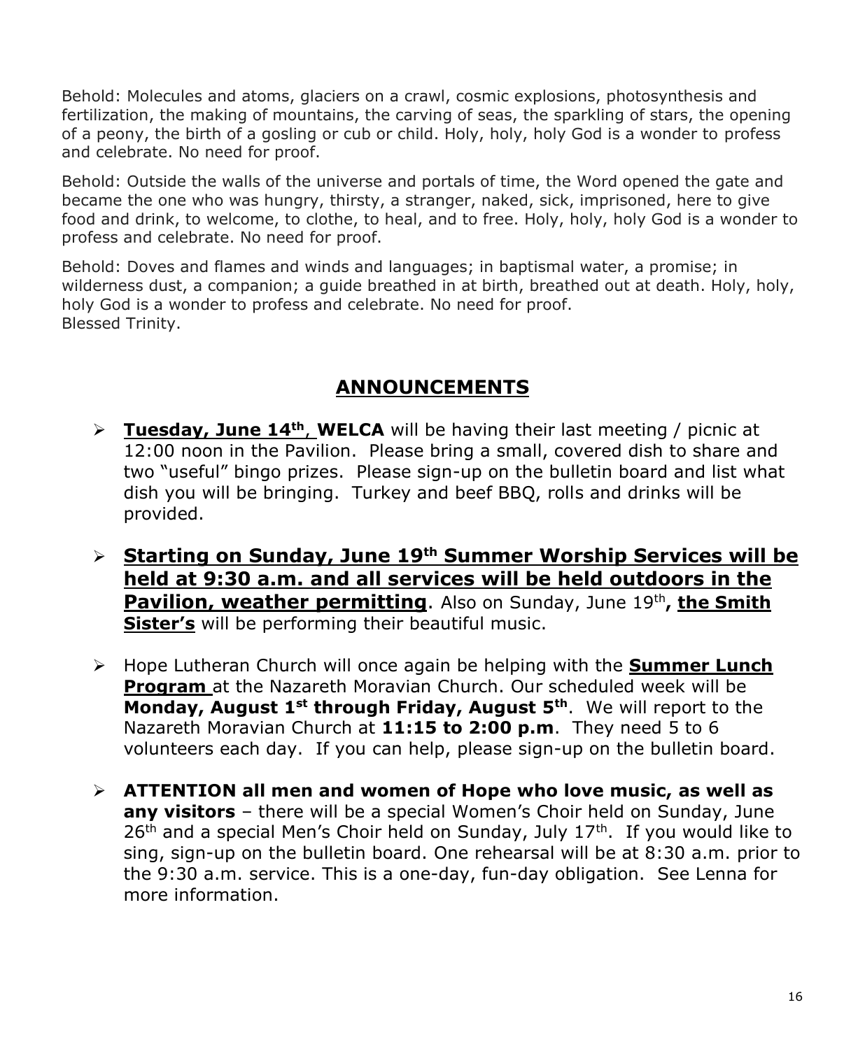Behold: Molecules and atoms, glaciers on a crawl, cosmic explosions, photosynthesis and fertilization, the making of mountains, the carving of seas, the sparkling of stars, the opening of a peony, the birth of a gosling or cub or child. Holy, holy, holy God is a wonder to profess and celebrate. No need for proof.

Behold: Outside the walls of the universe and portals of time, the Word opened the gate and became the one who was hungry, thirsty, a stranger, naked, sick, imprisoned, here to give food and drink, to welcome, to clothe, to heal, and to free. Holy, holy, holy God is a wonder to profess and celebrate. No need for proof.

Behold: Doves and flames and winds and languages; in baptismal water, a promise; in wilderness dust, a companion; a guide breathed in at birth, breathed out at death. Holy, holy, holy God is a wonder to profess and celebrate. No need for proof.
Blessed Trinity.

## ANNOUNCEMENTS

- **Tuesday, June 14th**, **WELCA** will be having their last meeting / picnic at 12:00 noon in the Pavilion. Please bring a small, covered dish to share and two "useful" bingo prizes. Please sign-up on the bulletin board and list what dish you will be bringing. Turkey and beef BBQ, rolls and drinks will be provided.
- **Starting on Sunday, June 19th Summer Worship Services will be held at 9:30 a.m. and all services will be held outdoors in the Pavilion, weather permitting**. Also on Sunday, June 19th**, the Smith Sister's** will be performing their beautiful music.
- Hope Lutheran Church will once again be helping with the **Summer Lunch Program** at the Nazareth Moravian Church. Our scheduled week will be **Monday, August 1st through Friday, August 5th**. We will report to the Nazareth Moravian Church at **11:15 to 2:00 p.m**. They need 5 to 6 volunteers each day. If you can help, please sign-up on the bulletin board.
- **ATTENTION all men and women of Hope who love music, as well as any visitors** – there will be a special Women's Choir held on Sunday, June 26th and a special Men's Choir held on Sunday, July 17th. If you would like to sing, sign-up on the bulletin board. One rehearsal will be at 8:30 a.m. prior to the 9:30 a.m. service. This is a one-day, fun-day obligation. See Lenna for more information.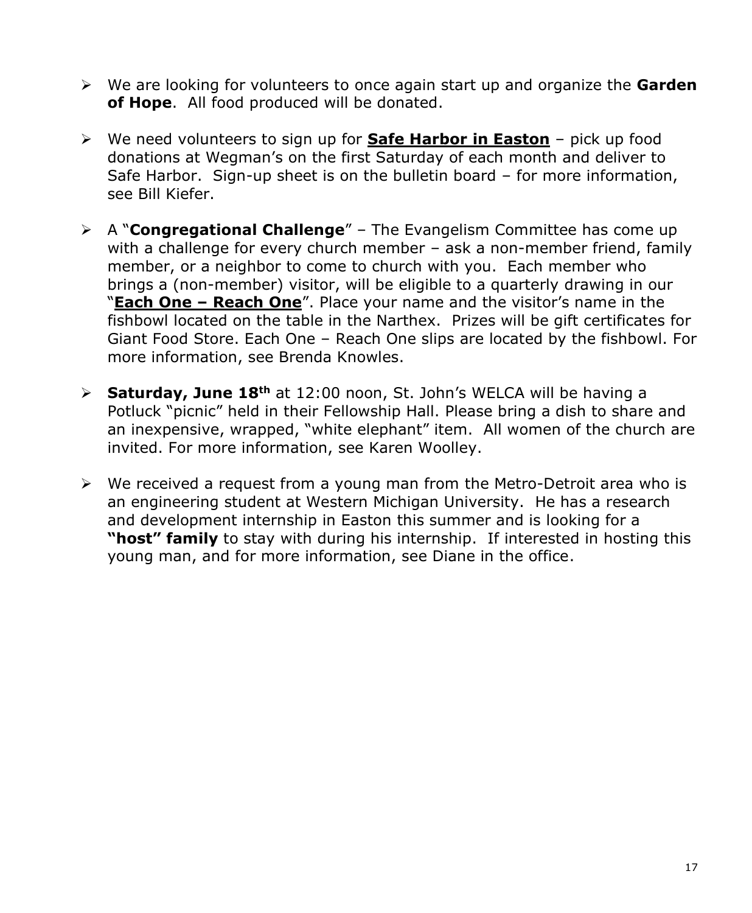- We are looking for volunteers to once again start up and organize the **Garden of Hope**. All food produced will be donated.

- We need volunteers to sign up for **Safe Harbor in Easton** – pick up food donations at Wegman's on the first Saturday of each month and deliver to Safe Harbor. Sign-up sheet is on the bulletin board – for more information, see Bill Kiefer.

- A "**Congregational Challenge**" – The Evangelism Committee has come up with a challenge for every church member – ask a non-member friend, family member, or a neighbor to come to church with you. Each member who brings a (non-member) visitor, will be eligible to a quarterly drawing in our "**Each One – Reach One**". Place your name and the visitor's name in the fishbowl located on the table in the Narthex. Prizes will be gift certificates for Giant Food Store. Each One – Reach One slips are located by the fishbowl. For more information, see Brenda Knowles.

- **Saturday, June 18th** at 12:00 noon, St. John's WELCA will be having a Potluck "picnic" held in their Fellowship Hall. Please bring a dish to share and an inexpensive, wrapped, "white elephant" item. All women of the church are invited. For more information, see Karen Woolley.

- We received a request from a young man from the Metro-Detroit area who is an engineering student at Western Michigan University. He has a research and development internship in Easton this summer and is looking for a **"host" family** to stay with during his internship. If interested in hosting this young man, and for more information, see Diane in the office.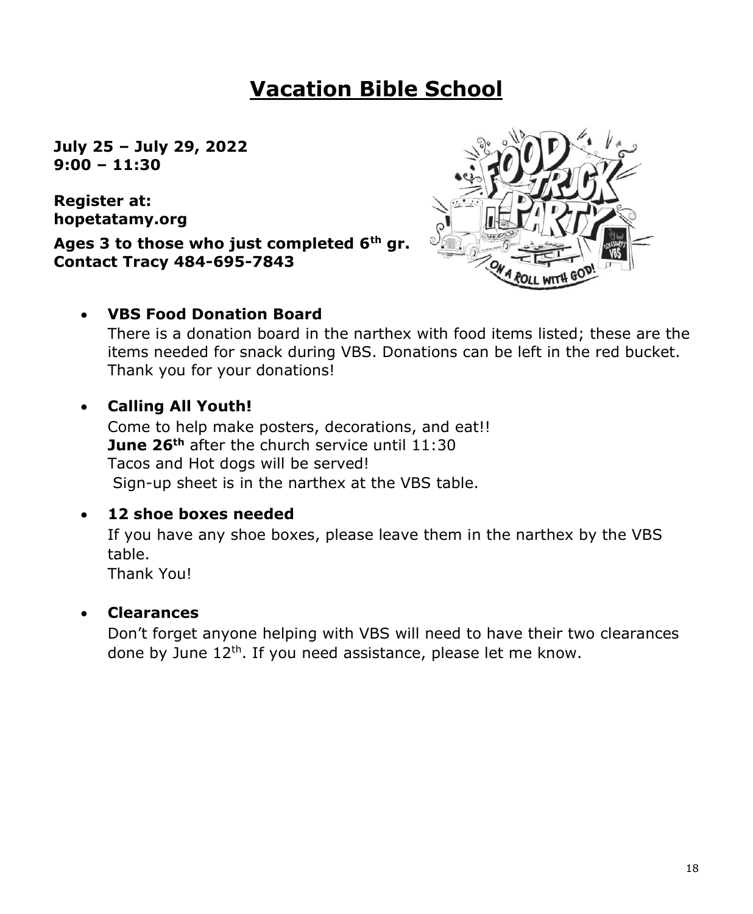# Vacation Bible School

**July 25 – July 29, 2022**
**9:00 – 11:30**

**Register at:**
**hopetatamy.org**

**Ages 3 to those who just completed 6th gr.**
**Contact Tracy 484-695-7843**

- **VBS Food Donation Board**
  There is a donation board in the narthex with food items listed; these are the items needed for snack during VBS. Donations can be left in the red bucket. Thank you for your donations!

- **Calling All Youth!**
  Come to help make posters, decorations, and eat!!
  **June 26th** after the church service until 11:30
  Tacos and Hot dogs will be served!
  Sign-up sheet is in the narthex at the VBS table.

- **12 shoe boxes needed**
  If you have any shoe boxes, please leave them in the narthex by the VBS table.
  Thank You!

- **Clearances**
  Don't forget anyone helping with VBS will need to have their two clearances done by June 12th. If you need assistance, please let me know.